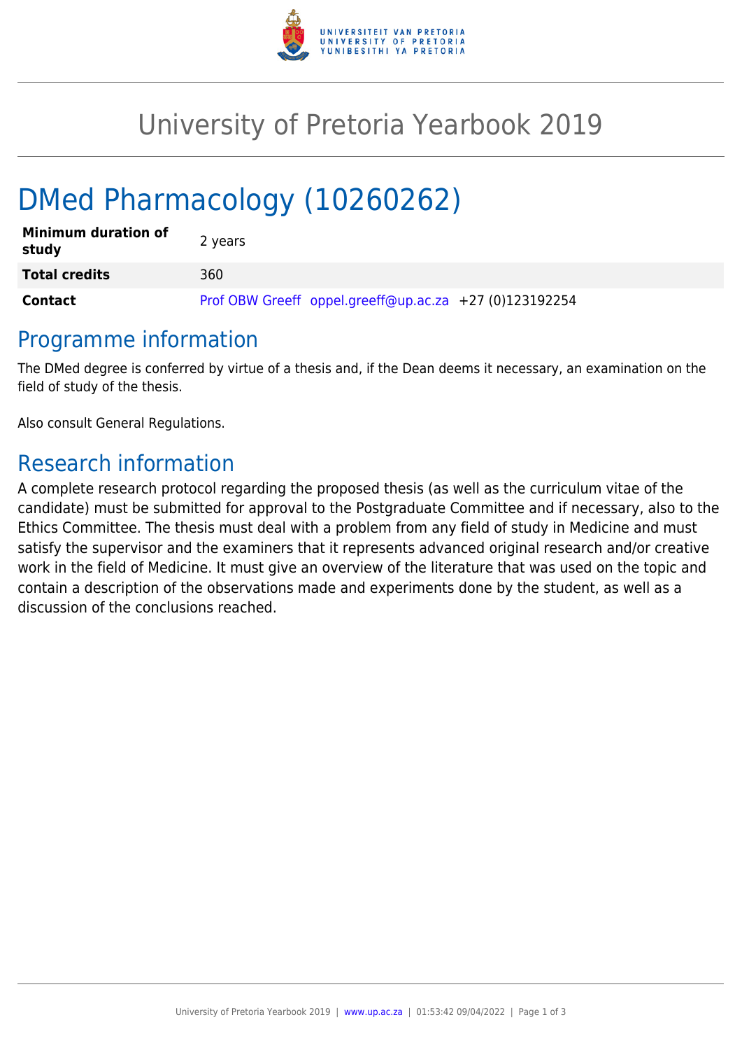# University of Pretoria Yearbook 2019

# DMed Pharmacology (10260262)

| | |
|---|---|
| **Minimum duration of study** | 2 years |
| **Total credits** | 360 |
| **Contact** | Prof OBW Greeff oppel.greeff@up.ac.za +27 (0)123192254 |

## Programme information

The DMed degree is conferred by virtue of a thesis and, if the Dean deems it necessary, an examination on the field of study of the thesis.

Also consult General Regulations.

## Research information

A complete research protocol regarding the proposed thesis (as well as the curriculum vitae of the candidate) must be submitted for approval to the Postgraduate Committee and if necessary, also to the Ethics Committee. The thesis must deal with a problem from any field of study in Medicine and must satisfy the supervisor and the examiners that it represents advanced original research and/or creative work in the field of Medicine. It must give an overview of the literature that was used on the topic and contain a description of the observations made and experiments done by the student, as well as a discussion of the conclusions reached.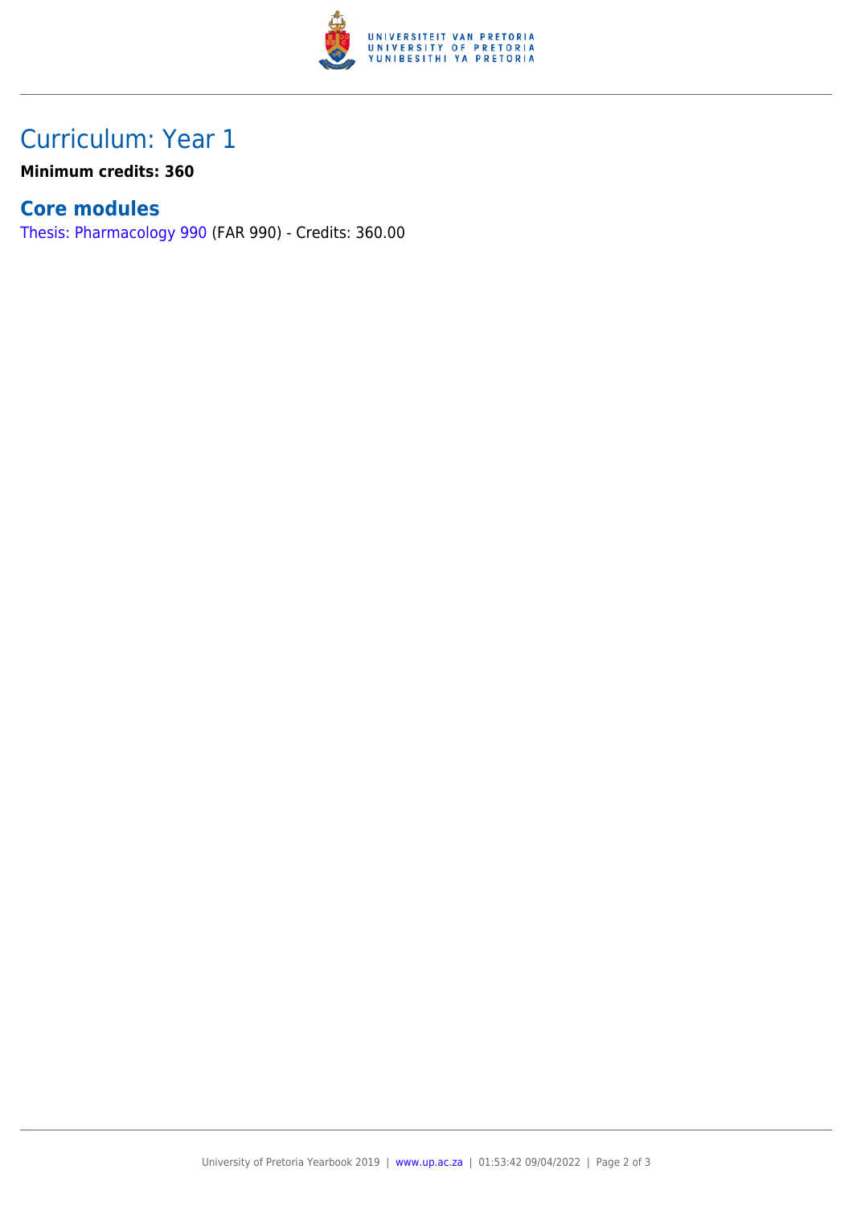## Curriculum: Year 1

**Minimum credits: 360**

### Core modules

Thesis: Pharmacology 990 (FAR 990) - Credits: 360.00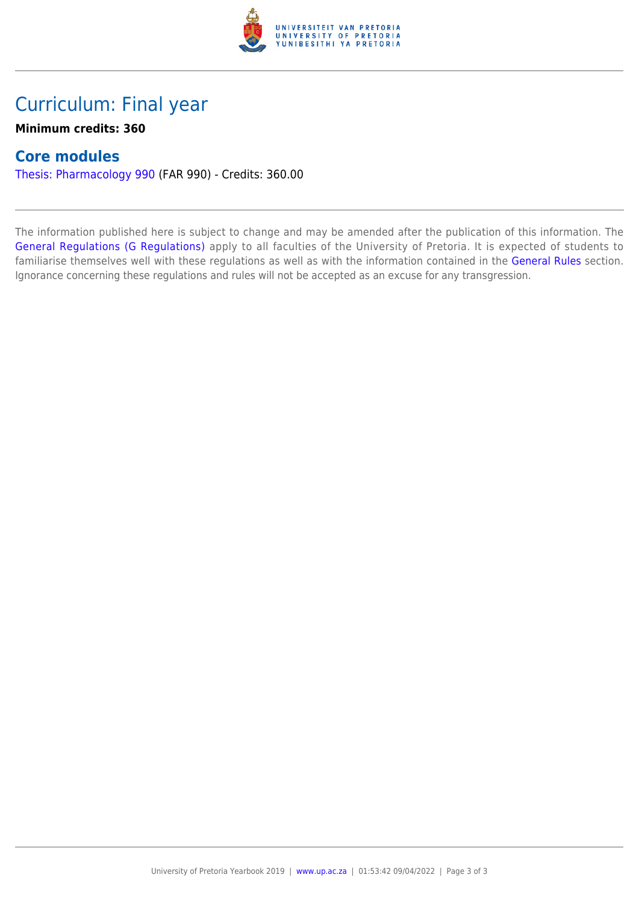# Curriculum: Final year

**Minimum credits: 360**

## Core modules

Thesis: Pharmacology 990 (FAR 990) - Credits: 360.00

The information published here is subject to change and may be amended after the publication of this information. The General Regulations (G Regulations) apply to all faculties of the University of Pretoria. It is expected of students to familiarise themselves well with these regulations as well as with the information contained in the General Rules section. Ignorance concerning these regulations and rules will not be accepted as an excuse for any transgression.